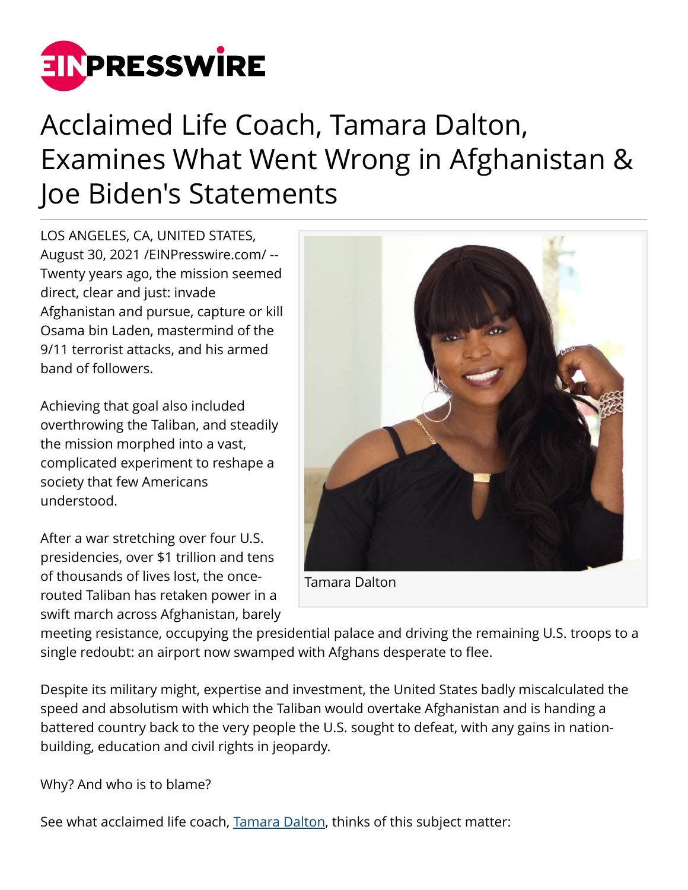# Acclaimed Life Coach, Tamara Dalton, Examines What Went Wrong in Afghanistan & Joe Biden's Statements

LOS ANGELES, CA, UNITED STATES, August 30, 2021 /EINPresswire.com/ -- Twenty years ago, the mission seemed direct, clear and just: invade Afghanistan and pursue, capture or kill Osama bin Laden, mastermind of the 9/11 terrorist attacks, and his armed band of followers.

Achieving that goal also included overthrowing the Taliban, and steadily the mission morphed into a vast, complicated experiment to reshape a society that few Americans understood.

After a war stretching over four U.S. presidencies, over $1 trillion and tens of thousands of lives lost, the once-routed Taliban has retaken power in a swift march across Afghanistan, barely meeting resistance, occupying the presidential palace and driving the remaining U.S. troops to a single redoubt: an airport now swamped with Afghans desperate to flee.

Tamara Dalton

Despite its military might, expertise and investment, the United States badly miscalculated the speed and absolutism with which the Taliban would overtake Afghanistan and is handing a battered country back to the very people the U.S. sought to defeat, with any gains in nation-building, education and civil rights in jeopardy.

Why? And who is to blame?

See what acclaimed life coach, Tamara Dalton, thinks of this subject matter: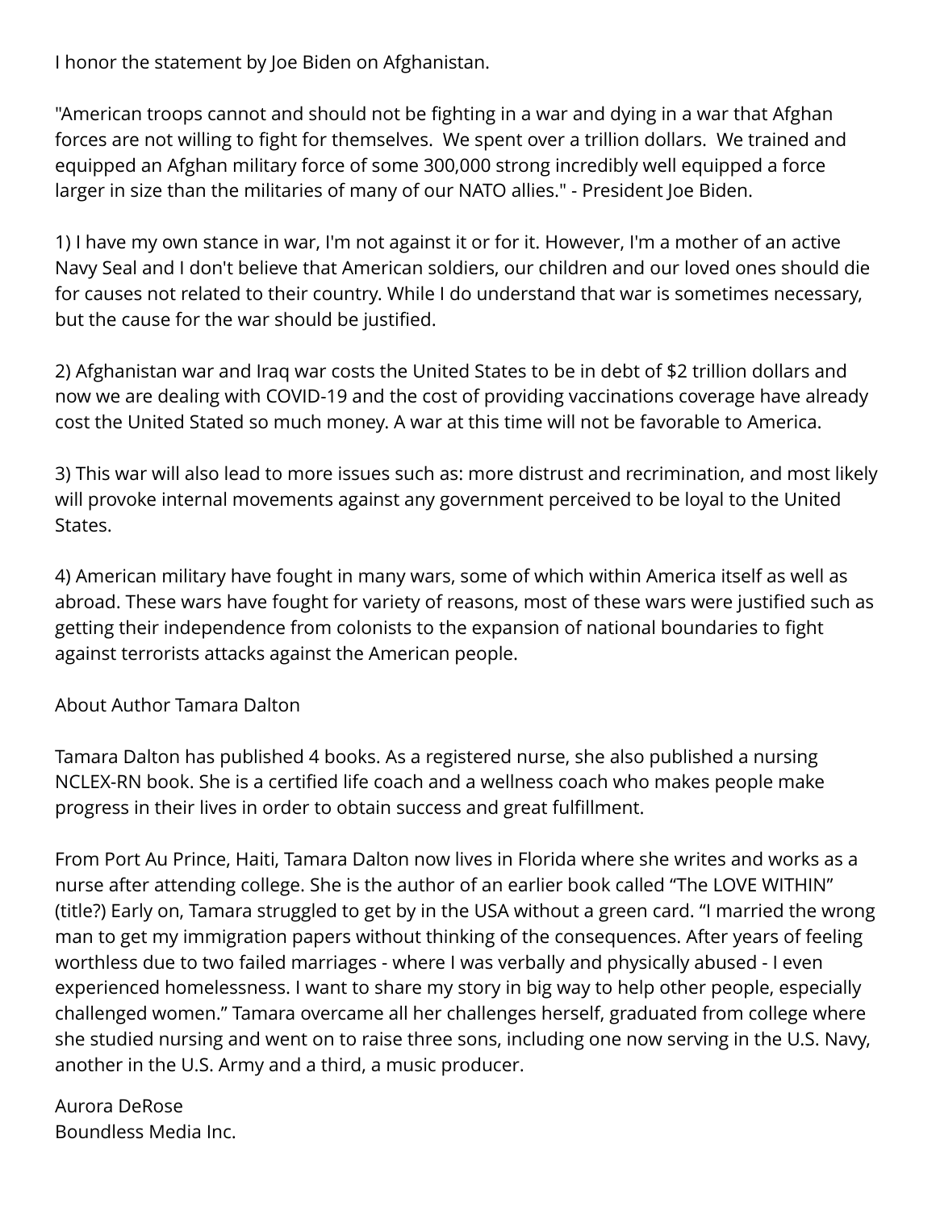I honor the statement by Joe Biden on Afghanistan.

"American troops cannot and should not be fighting in a war and dying in a war that Afghan forces are not willing to fight for themselves. We spent over a trillion dollars. We trained and equipped an Afghan military force of some 300,000 strong incredibly well equipped a force larger in size than the militaries of many of our NATO allies." - President Joe Biden.

1) I have my own stance in war, I'm not against it or for it. However, I'm a mother of an active Navy Seal and I don't believe that American soldiers, our children and our loved ones should die for causes not related to their country. While I do understand that war is sometimes necessary, but the cause for the war should be justified.

2) Afghanistan war and Iraq war costs the United States to be in debt of $2 trillion dollars and now we are dealing with COVID-19 and the cost of providing vaccinations coverage have already cost the United Stated so much money. A war at this time will not be favorable to America.

3) This war will also lead to more issues such as: more distrust and recrimination, and most likely will provoke internal movements against any government perceived to be loyal to the United States.

4) American military have fought in many wars, some of which within America itself as well as abroad. These wars have fought for variety of reasons, most of these wars were justified such as getting their independence from colonists to the expansion of national boundaries to fight against terrorists attacks against the American people.

About Author Tamara Dalton

Tamara Dalton has published 4 books. As a registered nurse, she also published a nursing NCLEX-RN book. She is a certified life coach and a wellness coach who makes people make progress in their lives in order to obtain success and great fulfillment.

From Port Au Prince, Haiti, Tamara Dalton now lives in Florida where she writes and works as a nurse after attending college. She is the author of an earlier book called "The LOVE WITHIN" (title?) Early on, Tamara struggled to get by in the USA without a green card. "I married the wrong man to get my immigration papers without thinking of the consequences. After years of feeling worthless due to two failed marriages - where I was verbally and physically abused - I even experienced homelessness. I want to share my story in big way to help other people, especially challenged women." Tamara overcame all her challenges herself, graduated from college where she studied nursing and went on to raise three sons, including one now serving in the U.S. Navy, another in the U.S. Army and a third, a music producer.

Aurora DeRose
Boundless Media Inc.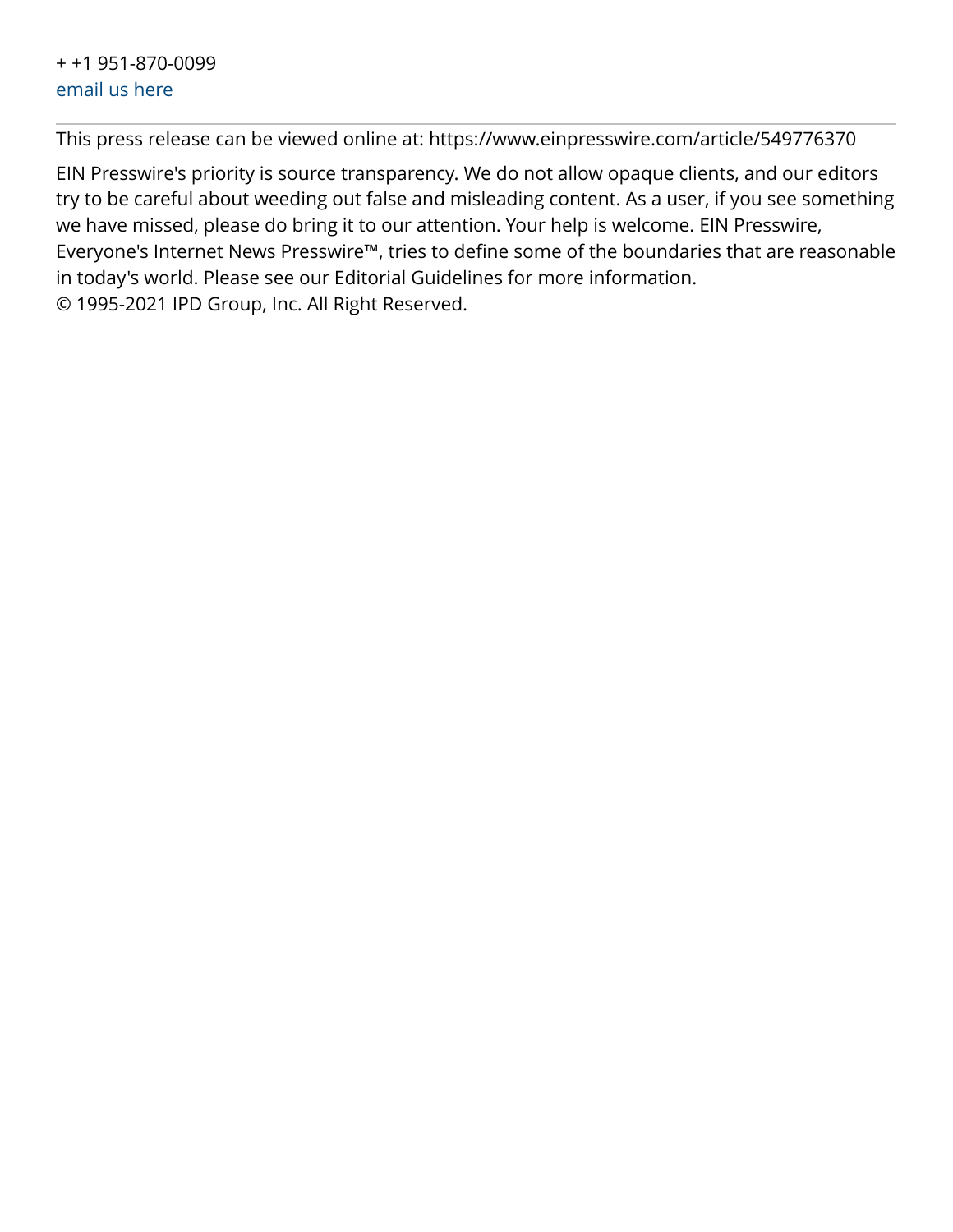+ +1 951-870-0099
email us here

---

This press release can be viewed online at: https://www.einpresswire.com/article/549776370

EIN Presswire's priority is source transparency. We do not allow opaque clients, and our editors try to be careful about weeding out false and misleading content. As a user, if you see something we have missed, please do bring it to our attention. Your help is welcome. EIN Presswire, Everyone's Internet News Presswire™, tries to define some of the boundaries that are reasonable in today's world. Please see our Editorial Guidelines for more information.
© 1995-2021 IPD Group, Inc. All Right Reserved.